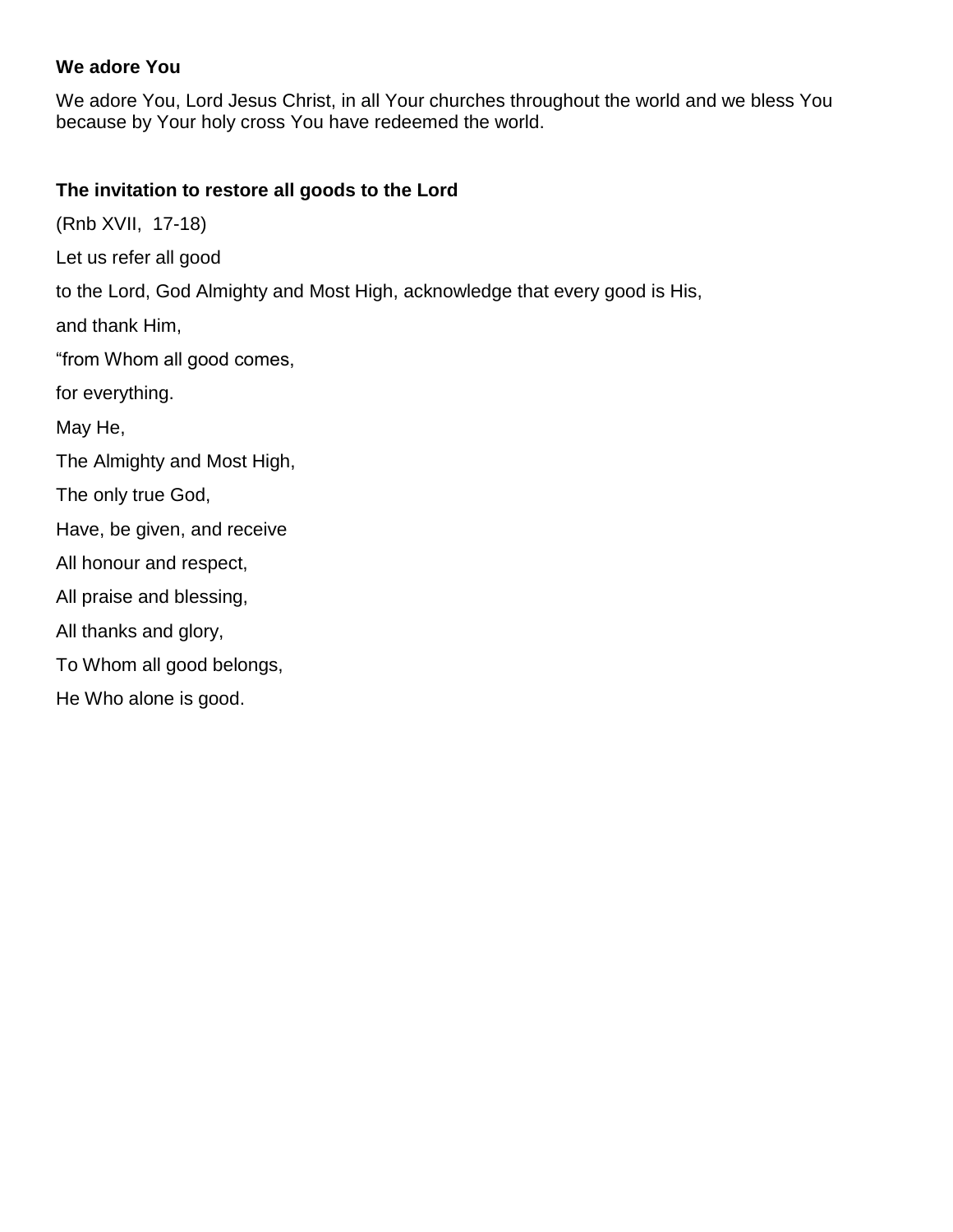**We adore You**

We adore You, Lord Jesus Christ, in all Your churches throughout the world and we bless You because by Your holy cross You have redeemed the world.

**The invitation to restore all goods to the Lord**

(Rnb XVII, 17-18)

Let us refer all good

to the Lord, God Almighty and Most High, acknowledge that every good is His,

and thank Him,

“from Whom all good comes,

for everything.

May He,

The Almighty and Most High,

The only true God,

Have, be given, and receive

All honour and respect,

All praise and blessing,

All thanks and glory,

To Whom all good belongs,

He Who alone is good.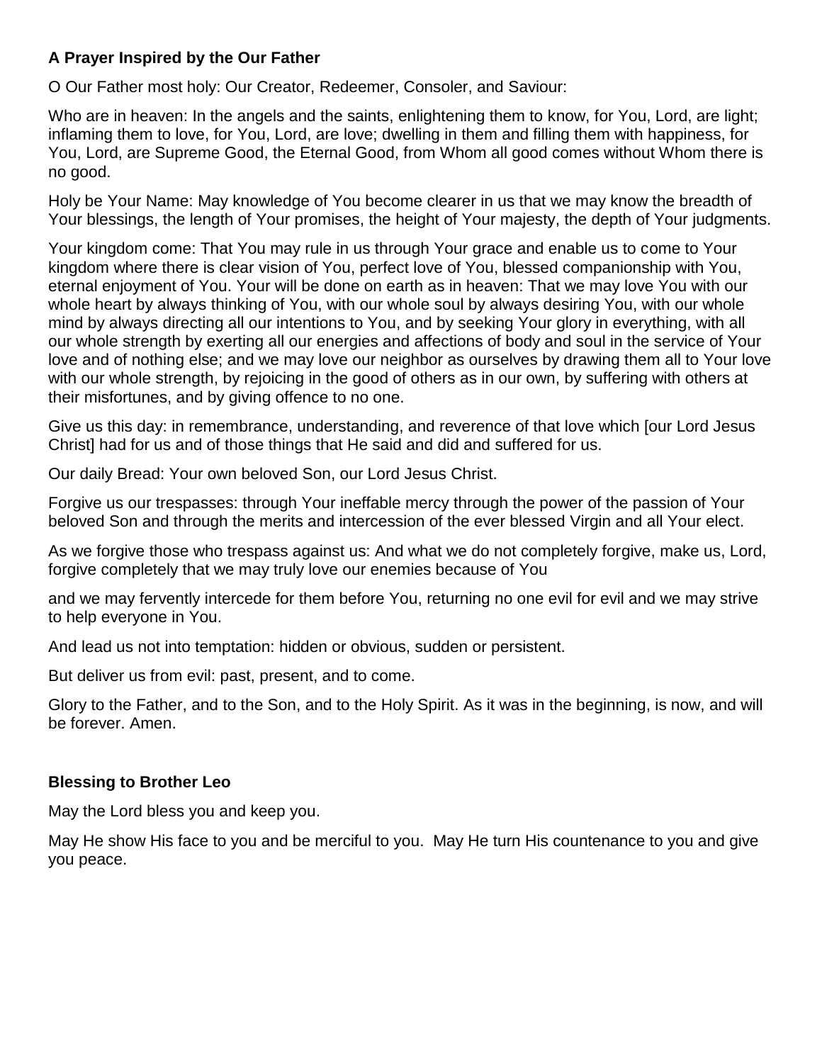**A Prayer Inspired by the Our Father**

O Our Father most holy: Our Creator, Redeemer, Consoler, and Saviour:

Who are in heaven: In the angels and the saints, enlightening them to know, for You, Lord, are light; inflaming them to love, for You, Lord, are love; dwelling in them and filling them with happiness, for You, Lord, are Supreme Good, the Eternal Good, from Whom all good comes without Whom there is no good.

Holy be Your Name: May knowledge of You become clearer in us that we may know the breadth of Your blessings, the length of Your promises, the height of Your majesty, the depth of Your judgments.

Your kingdom come: That You may rule in us through Your grace and enable us to come to Your kingdom where there is clear vision of You, perfect love of You, blessed companionship with You, eternal enjoyment of You. Your will be done on earth as in heaven: That we may love You with our whole heart by always thinking of You, with our whole soul by always desiring You, with our whole mind by always directing all our intentions to You, and by seeking Your glory in everything, with all our whole strength by exerting all our energies and affections of body and soul in the service of Your love and of nothing else; and we may love our neighbor as ourselves by drawing them all to Your love with our whole strength, by rejoicing in the good of others as in our own, by suffering with others at their misfortunes, and by giving offence to no one.

Give us this day: in remembrance, understanding, and reverence of that love which [our Lord Jesus Christ] had for us and of those things that He said and did and suffered for us.

Our daily Bread: Your own beloved Son, our Lord Jesus Christ.

Forgive us our trespasses: through Your ineffable mercy through the power of the passion of Your beloved Son and through the merits and intercession of the ever blessed Virgin and all Your elect.

As we forgive those who trespass against us: And what we do not completely forgive, make us, Lord, forgive completely that we may truly love our enemies because of You

and we may fervently intercede for them before You, returning no one evil for evil and we may strive to help everyone in You.

And lead us not into temptation: hidden or obvious, sudden or persistent.

But deliver us from evil: past, present, and to come.

Glory to the Father, and to the Son, and to the Holy Spirit. As it was in the beginning, is now, and will be forever. Amen.

**Blessing to Brother Leo**

May the Lord bless you and keep you.

May He show His face to you and be merciful to you. May He turn His countenance to you and give you peace.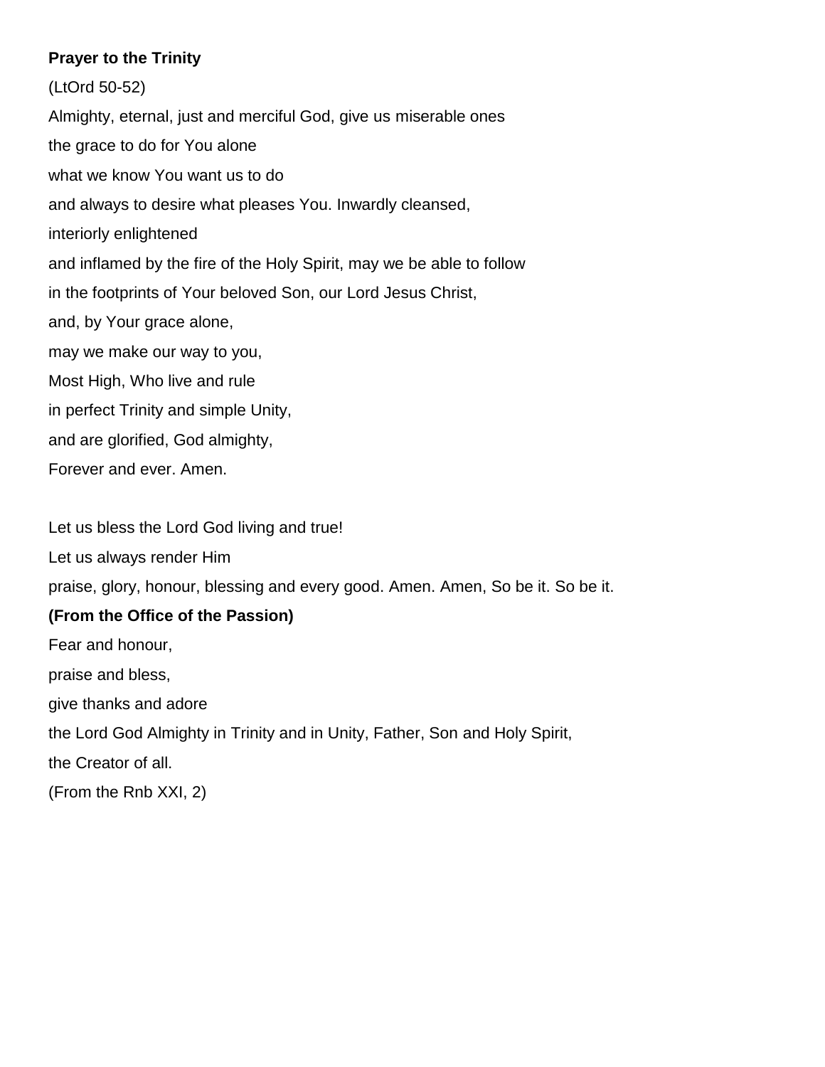**Prayer to the Trinity**

(LtOrd 50-52)

Almighty, eternal, just and merciful God, give us miserable ones

the grace to do for You alone

what we know You want us to do

and always to desire what pleases You. Inwardly cleansed,

interiorly enlightened

and inflamed by the fire of the Holy Spirit, may we be able to follow

in the footprints of Your beloved Son, our Lord Jesus Christ,

and, by Your grace alone,

may we make our way to you,

Most High, Who live and rule

in perfect Trinity and simple Unity,

and are glorified, God almighty,

Forever and ever. Amen.

Let us bless the Lord God living and true!

Let us always render Him

praise, glory, honour, blessing and every good. Amen. Amen, So be it. So be it.

**(From the Office of the Passion)**

Fear and honour,

praise and bless,

give thanks and adore

the Lord God Almighty in Trinity and in Unity, Father, Son and Holy Spirit,

the Creator of all.

(From the Rnb XXI, 2)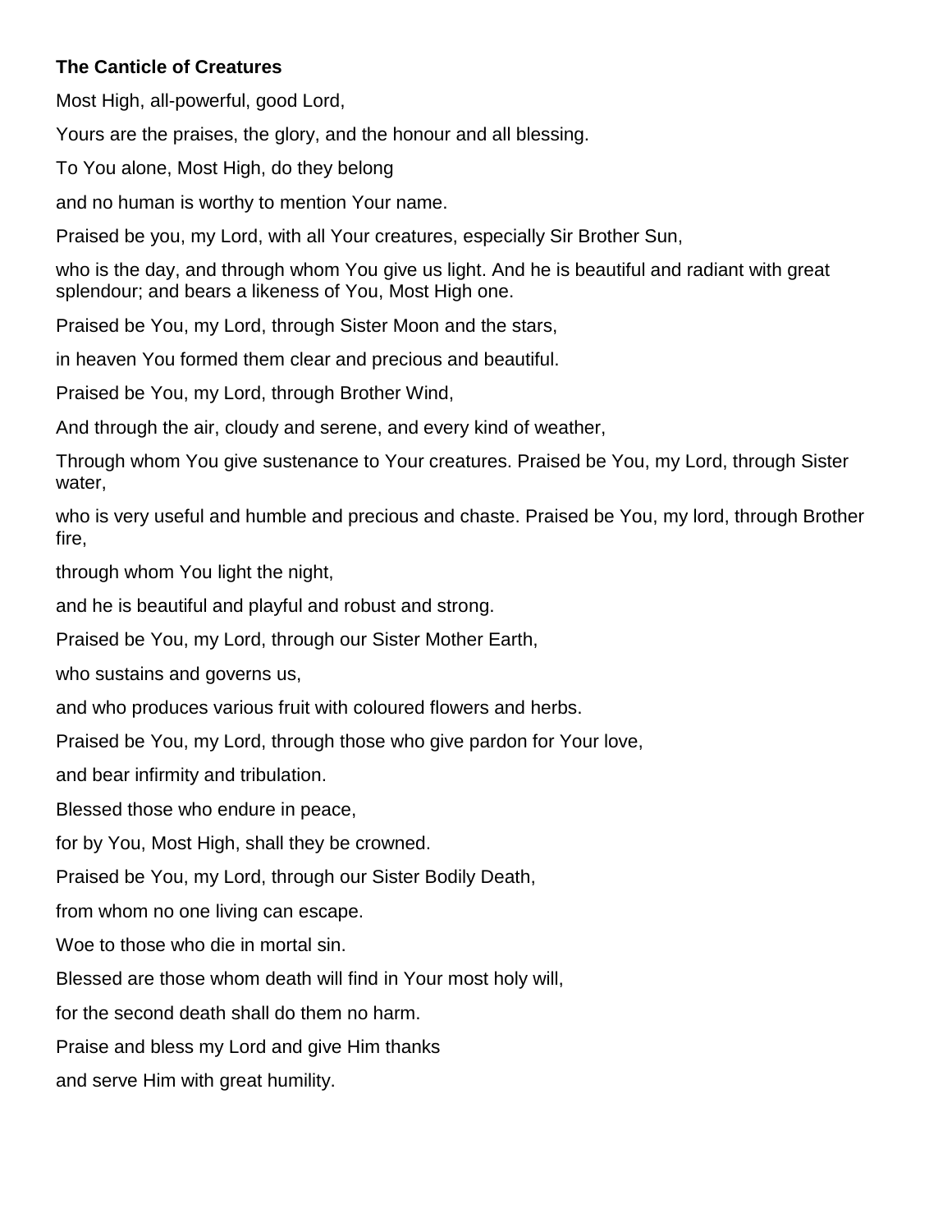**The Canticle of Creatures**

Most High, all-powerful, good Lord,

Yours are the praises, the glory, and the honour and all blessing.

To You alone, Most High, do they belong

and no human is worthy to mention Your name.

Praised be you, my Lord, with all Your creatures, especially Sir Brother Sun,

who is the day, and through whom You give us light. And he is beautiful and radiant with great splendour; and bears a likeness of You, Most High one.

Praised be You, my Lord, through Sister Moon and the stars,

in heaven You formed them clear and precious and beautiful.

Praised be You, my Lord, through Brother Wind,

And through the air, cloudy and serene, and every kind of weather,

Through whom You give sustenance to Your creatures. Praised be You, my Lord, through Sister water,

who is very useful and humble and precious and chaste. Praised be You, my lord, through Brother fire,

through whom You light the night,

and he is beautiful and playful and robust and strong.

Praised be You, my Lord, through our Sister Mother Earth,

who sustains and governs us,

and who produces various fruit with coloured flowers and herbs.

Praised be You, my Lord, through those who give pardon for Your love,

and bear infirmity and tribulation.

Blessed those who endure in peace,

for by You, Most High, shall they be crowned.

Praised be You, my Lord, through our Sister Bodily Death,

from whom no one living can escape.

Woe to those who die in mortal sin.

Blessed are those whom death will find in Your most holy will,

for the second death shall do them no harm.

Praise and bless my Lord and give Him thanks

and serve Him with great humility.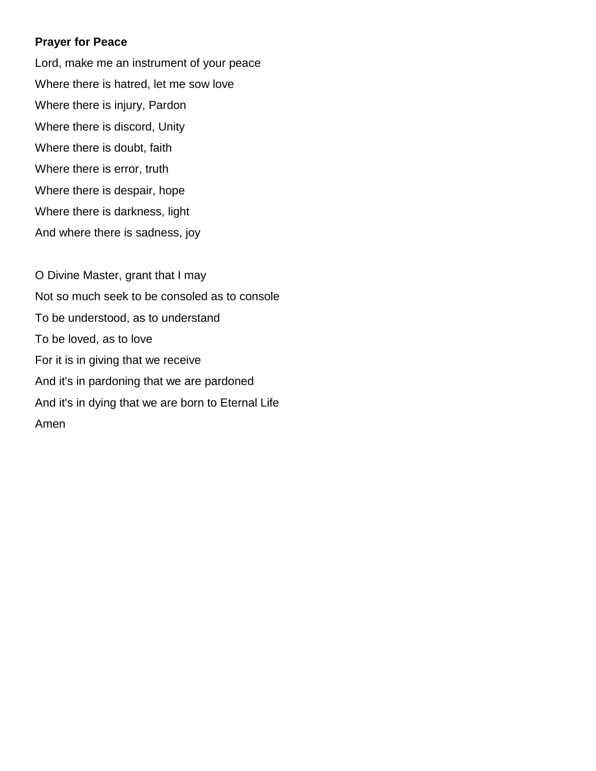**Prayer for Peace**

Lord, make me an instrument of your peace
Where there is hatred, let me sow love
Where there is injury, Pardon
Where there is discord, Unity
Where there is doubt, faith
Where there is error, truth
Where there is despair, hope
Where there is darkness, light
And where there is sadness, joy

O Divine Master, grant that I may
Not so much seek to be consoled as to console
To be understood, as to understand
To be loved, as to love
For it is in giving that we receive
And it's in pardoning that we are pardoned
And it's in dying that we are born to Eternal Life
Amen